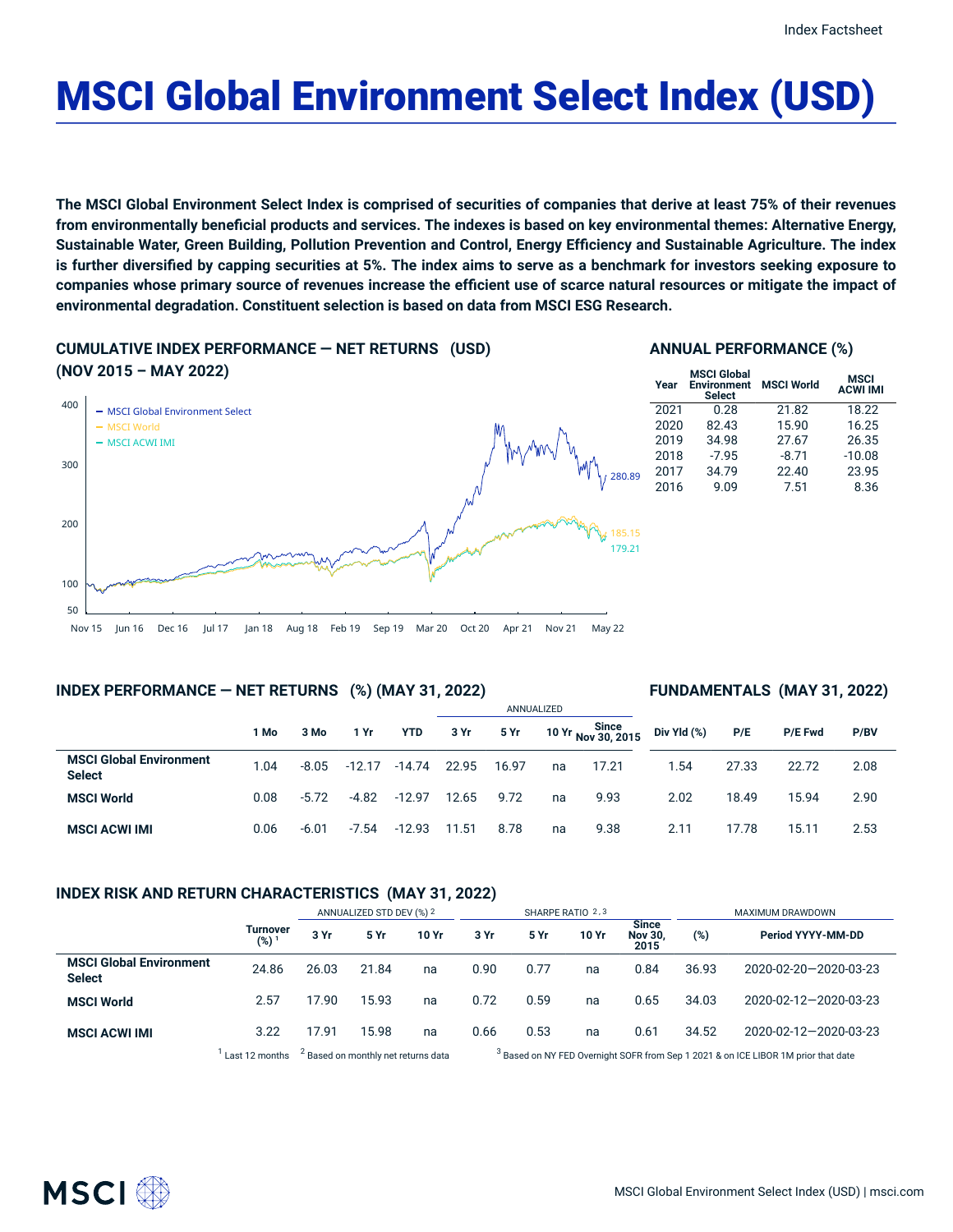# MSCI Global Environment Select Index (USD)

**The MSCI Global Environment Select Index is comprised of securities of companies that derive at least 75% of their revenues from environmentally beneficial products and services. The indexes is based on key environmental themes: Alternative Energy, Sustainable Water, Green Building, Pollution Prevention and Control, Energy Efficiency and Sustainable Agriculture. The index is further diversified by capping securities at 5%. The index aims to serve as a benchmark for investors seeking exposure to companies whose primary source of revenues increase the efficient use of scarce natural resources or mitigate the impact of environmental degradation. Constituent selection is based on data from MSCI ESG Research.**

## CUMULATIVE INDEX PERFORMANCE — NET RETURNS (USD) (NOV 2015 – MAY 2022)

- MSCI Global Environment Select: 280.89
- MSCI World: 185.15
- MSCI ACWI IMI: 179.21

## ANNUAL PERFORMANCE (%)

| Year | MSCI Global Environment Select | MSCI World | MSCI ACWI IMI |
|---|---|---|---|
| 2021 | 0.28 | 21.82 | 18.22 |
| 2020 | 82.43 | 15.90 | 16.25 |
| 2019 | 34.98 | 27.67 | 26.35 |
| 2018 | -7.95 | -8.71 | -10.08 |
| 2017 | 34.79 | 22.40 | 23.95 |
| 2016 | 9.09 | 7.51 | 8.36 |

## INDEX PERFORMANCE — NET RETURNS (%) (MAY 31, 2022)

| | 1 Mo | 3 Mo | 1 Yr | YTD | ANNUALIZED 3 Yr | 5 Yr | 10 Yr | Since Nov 30, 2015 |
|---|---|---|---|---|---|---|---|---|
| **MSCI Global Environment Select** | 1.04 | -8.05 | -12.17 | -14.74 | 22.95 | 16.97 | na | 17.21 |
| **MSCI World** | 0.08 | -5.72 | -4.82 | -12.97 | 12.65 | 9.72 | na | 9.93 |
| **MSCI ACWI IMI** | 0.06 | -6.01 | -7.54 | -12.93 | 11.51 | 8.78 | na | 9.38 |

## FUNDAMENTALS (MAY 31, 2022)

| | Div Yld (%) | P/E | P/E Fwd | P/BV |
|---|---|---|---|---|
| **MSCI Global Environment Select** | 1.54 | 27.33 | 22.72 | 2.08 |
| **MSCI World** | 2.02 | 18.49 | 15.94 | 2.90 |
| **MSCI ACWI IMI** | 2.11 | 17.78 | 15.11 | 2.53 |

## INDEX RISK AND RETURN CHARACTERISTICS (MAY 31, 2022)

| | Turnover (%) [1] | ANNUALIZED STD DEV (%) [2] 3 Yr | 5 Yr | 10 Yr | SHARPE RATIO [2,3] 3 Yr | 5 Yr | 10 Yr | Since Nov 30, 2015 | MAXIMUM DRAWDOWN (%) | Period YYYY-MM-DD |
|---|---|---|---|---|---|---|---|---|---|---|
| **MSCI Global Environment Select** | 24.86 | 26.03 | 21.84 | na | 0.90 | 0.77 | na | 0.84 | 36.93 | 2020-02-20—2020-03-23 |
| **MSCI World** | 2.57 | 17.90 | 15.93 | na | 0.72 | 0.59 | na | 0.65 | 34.03 | 2020-02-12—2020-03-23 |
| **MSCI ACWI IMI** | 3.22 | 17.91 | 15.98 | na | 0.66 | 0.53 | na | 0.61 | 34.52 | 2020-02-12—2020-03-23 |

[1] Last 12 months [2] Based on monthly net returns data [3] Based on NY FED Overnight SOFR from Sep 1 2021 & on ICE LIBOR 1M prior that date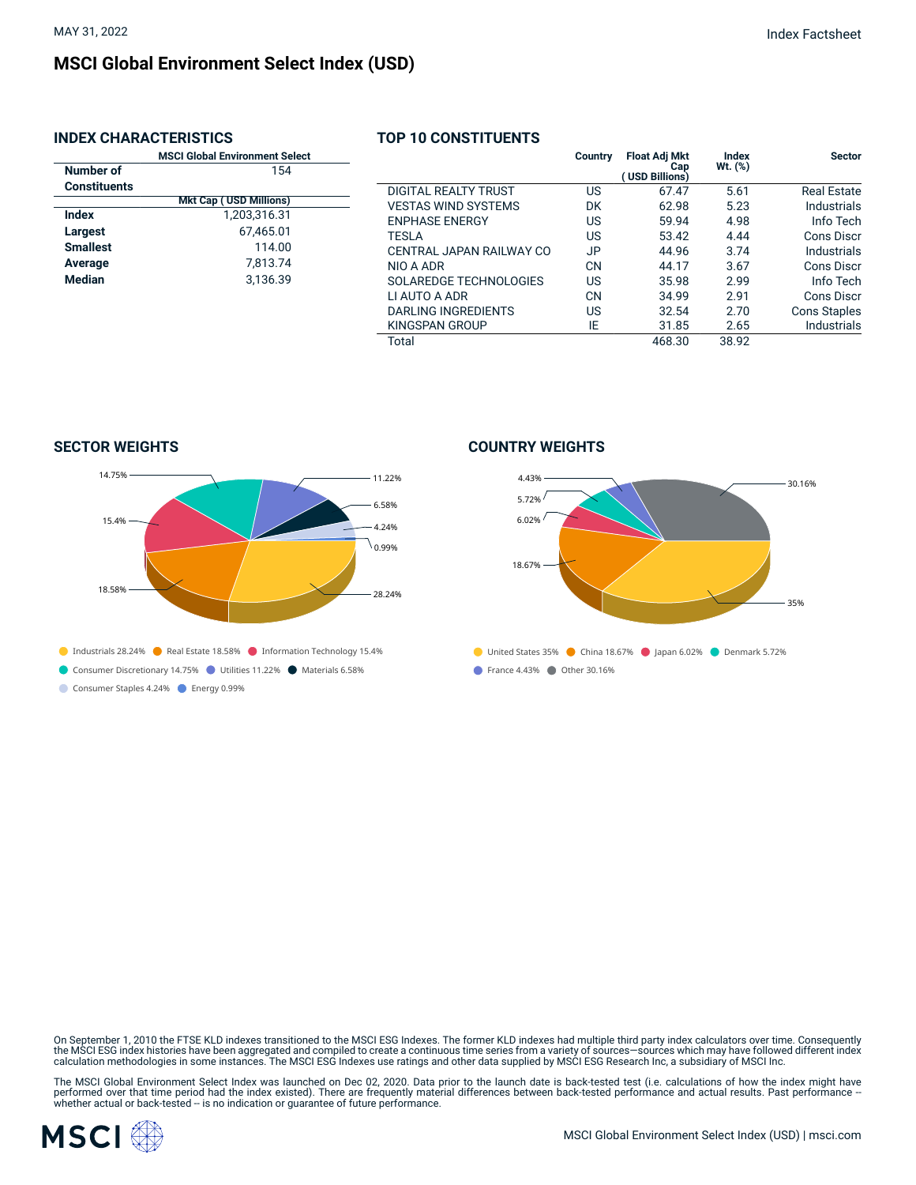MAY 31, 2022

# MSCI Global Environment Select Index (USD)

## INDEX CHARACTERISTICS

| | MSCI Global Environment Select |
|---|---|
| **Number of Constituents** | 154 |
| | **Mkt Cap ( USD Millions)** |
| **Index** | 1,203,316.31 |
| **Largest** | 67,465.01 |
| **Smallest** | 114.00 |
| **Average** | 7,813.74 |
| **Median** | 3,136.39 |

## TOP 10 CONSTITUENTS

| | Country | Float Adj Mkt Cap ( USD Billions) | Index Wt. (%) | Sector |
|---|---|---|---|---|
| DIGITAL REALTY TRUST | US | 67.47 | 5.61 | Real Estate |
| VESTAS WIND SYSTEMS | DK | 62.98 | 5.23 | Industrials |
| ENPHASE ENERGY | US | 59.94 | 4.98 | Info Tech |
| TESLA | US | 53.42 | 4.44 | Cons Discr |
| CENTRAL JAPAN RAILWAY CO | JP | 44.96 | 3.74 | Industrials |
| NIO A ADR | CN | 44.17 | 3.67 | Cons Discr |
| SOLAREDGE TECHNOLOGIES | US | 35.98 | 2.99 | Info Tech |
| LI AUTO A ADR | CN | 34.99 | 2.91 | Cons Discr |
| DARLING INGREDIENTS | US | 32.54 | 2.70 | Cons Staples |
| KINGSPAN GROUP | IE | 31.85 | 2.65 | Industrials |
| Total | | 468.30 | 38.92 | |

## SECTOR WEIGHTS

Industrials 28.24% · Real Estate 18.58% · Information Technology 15.4% · Consumer Discretionary 14.75% · Utilities 11.22% · Materials 6.58% · Consumer Staples 4.24% · Energy 0.99%

## COUNTRY WEIGHTS

United States 35% · China 18.67% · Japan 6.02% · Denmark 5.72% · France 4.43% · Other 30.16%

On September 1, 2010 the FTSE KLD indexes transitioned to the MSCI ESG Indexes. The former KLD indexes had multiple third party index calculators over time. Consequently the MSCI ESG index histories have been aggregated and compiled to create a continuous time series from a variety of sources—sources which may have followed different index calculation methodologies in some instances. The MSCI ESG Indexes use ratings and other data supplied by MSCI ESG Research Inc, a subsidiary of MSCI Inc.

The MSCI Global Environment Select Index was launched on Dec 02, 2020. Data prior to the launch date is back-tested test (i.e. calculations of how the index might have performed over that time period had the index existed). There are frequently material differences between back-tested performance and actual results. Past performance -- whether actual or back-tested -- is no indication or guarantee of future performance.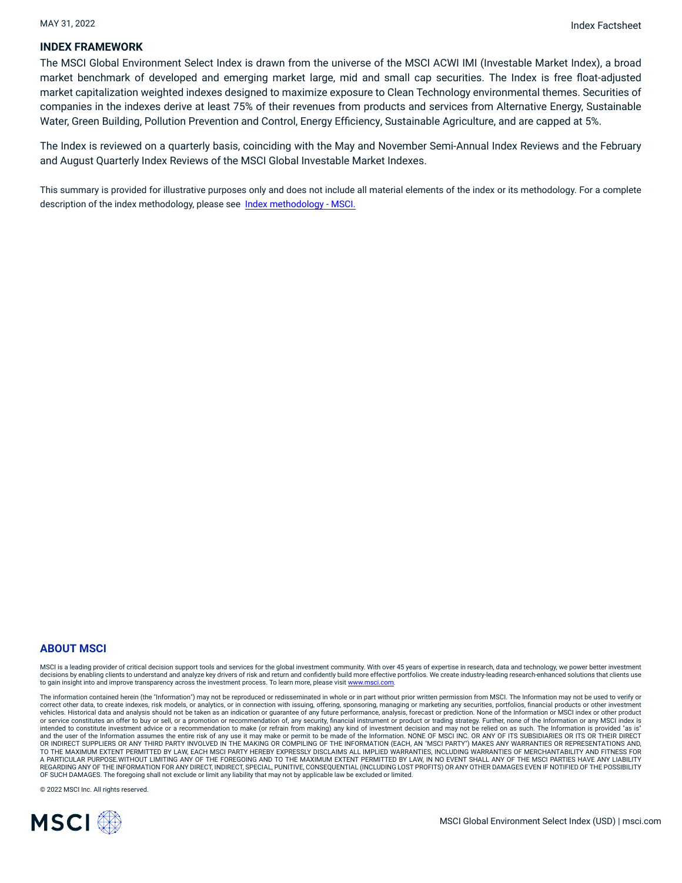## INDEX FRAMEWORK

The MSCI Global Environment Select Index is drawn from the universe of the MSCI ACWI IMI (Investable Market Index), a broad market benchmark of developed and emerging market large, mid and small cap securities. The Index is free float-adjusted market capitalization weighted indexes designed to maximize exposure to Clean Technology environmental themes. Securities of companies in the indexes derive at least 75% of their revenues from products and services from Alternative Energy, Sustainable Water, Green Building, Pollution Prevention and Control, Energy Efficiency, Sustainable Agriculture, and are capped at 5%.

The Index is reviewed on a quarterly basis, coinciding with the May and November Semi-Annual Index Reviews and the February and August Quarterly Index Reviews of the MSCI Global Investable Market Indexes.

This summary is provided for illustrative purposes only and does not include all material elements of the index or its methodology. For a complete description of the index methodology, please see [Index methodology - MSCI.](https://www.msci.com/index-methodology)

## ABOUT MSCI

MSCI is a leading provider of critical decision support tools and services for the global investment community. With over 45 years of expertise in research, data and technology, we power better investment decisions by enabling clients to understand and analyze key drivers of risk and return and confidently build more effective portfolios. We create industry-leading research-enhanced solutions that clients use to gain insight into and improve transparency across the investment process. To learn more, please visit [www.msci.com](http://www.msci.com).

The information contained herein (the "Information") may not be reproduced or redisseminated in whole or in part without prior written permission from MSCI. The Information may not be used to verify or correct other data, to create indexes, risk models, or analytics, or in connection with issuing, offering, sponsoring, managing or marketing any securities, portfolios, financial products or other investment vehicles. Historical data and analysis should not be taken as an indication or guarantee of any future performance, analysis, forecast or prediction. None of the Information or MSCI index or other product or service constitutes an offer to buy or sell, or a promotion or recommendation of, any security, financial instrument or product or trading strategy. Further, none of the Information or any MSCI index is intended to constitute investment advice or a recommendation to make (or refrain from making) any kind of investment decision and may not be relied on as such. The Information is provided "as is" and the user of the Information assumes the entire risk of any use it may make or permit to be made of the Information. NONE OF MSCI INC. OR ANY OF ITS SUBSIDIARIES OR ITS OR THEIR DIRECT OR INDIRECT SUPPLIERS OR ANY THIRD PARTY INVOLVED IN THE MAKING OR COMPILING OF THE INFORMATION (EACH, AN "MSCI PARTY") MAKES ANY WARRANTIES OR REPRESENTATIONS AND, TO THE MAXIMUM EXTENT PERMITTED BY LAW, EACH MSCI PARTY HEREBY EXPRESSLY DISCLAIMS ALL IMPLIED WARRANTIES, INCLUDING WARRANTIES OF MERCHANTABILITY AND FITNESS FOR A PARTICULAR PURPOSE.WITHOUT LIMITING ANY OF THE FOREGOING AND TO THE MAXIMUM EXTENT PERMITTED BY LAW, IN NO EVENT SHALL ANY OF THE MSCI PARTIES HAVE ANY LIABILITY REGARDING ANY OF THE INFORMATION FOR ANY DIRECT, INDIRECT, SPECIAL, PUNITIVE, CONSEQUENTIAL (INCLUDING LOST PROFITS) OR ANY OTHER DAMAGES EVEN IF NOTIFIED OF THE POSSIBILITY OF SUCH DAMAGES. The foregoing shall not exclude or limit any liability that may not by applicable law be excluded or limited.

© 2022 MSCI Inc. All rights reserved.